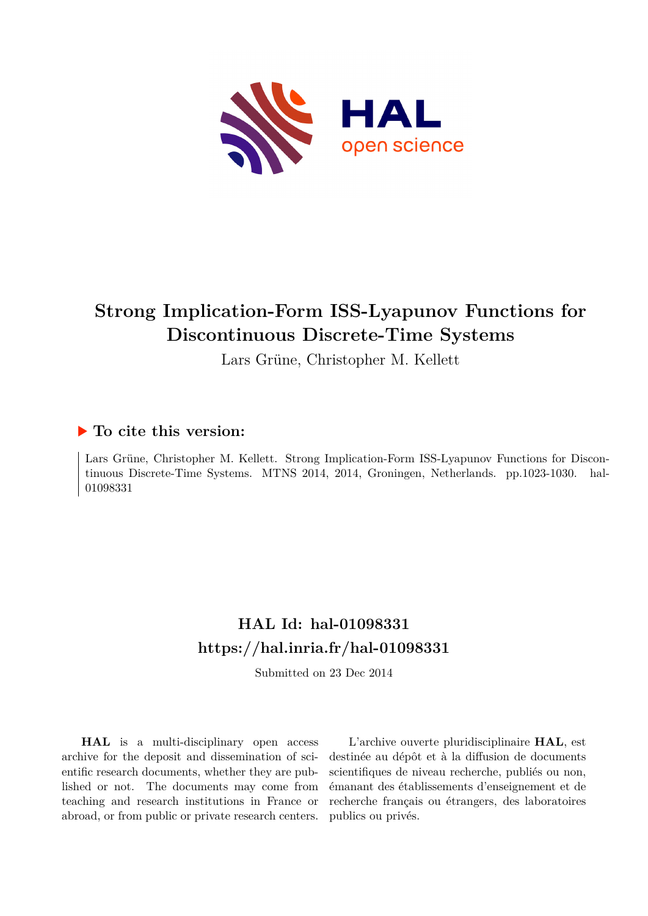# Strong Implication-Form ISS-Lyapunov Functions for Discontinuous Discrete-Time Systems

Lars Grüne, Christopher M. Kellett

## ▶ To cite this version:

Lars Grüne, Christopher M. Kellett. Strong Implication-Form ISS-Lyapunov Functions for Discontinuous Discrete-Time Systems. MTNS 2014, 2014, Groningen, Netherlands. pp.1023-1030. hal-01098331

## HAL Id: hal-01098331

## https://hal.inria.fr/hal-01098331

Submitted on 23 Dec 2014

**HAL** is a multi-disciplinary open access archive for the deposit and dissemination of scientific research documents, whether they are published or not. The documents may come from teaching and research institutions in France or abroad, or from public or private research centers.

L'archive ouverte pluridisciplinaire **HAL**, est destinée au dépôt et à la diffusion de documents scientifiques de niveau recherche, publiés ou non, émanant des établissements d'enseignement et de recherche français ou étrangers, des laboratoires publics ou privés.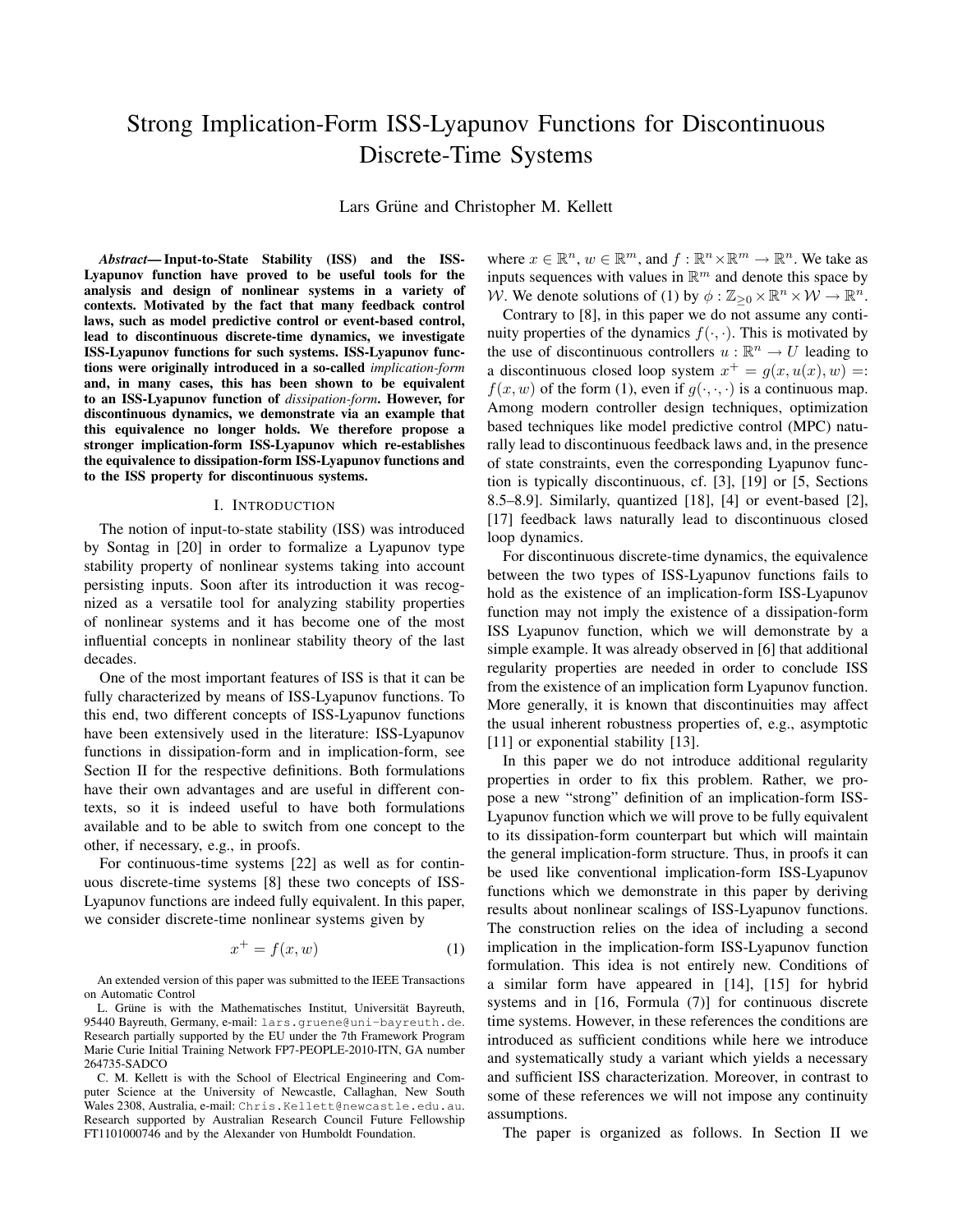# Strong Implication-Form ISS-Lyapunov Functions for Discontinuous Discrete-Time Systems

Lars Grüne and Christopher M. Kellett

***Abstract*— Input-to-State Stability (ISS) and the ISS-Lyapunov function have proved to be useful tools for the analysis and design of nonlinear systems in a variety of contexts. Motivated by the fact that many feedback control laws, such as model predictive control or event-based control, lead to discontinuous discrete-time dynamics, we investigate ISS-Lyapunov functions for such systems. ISS-Lyapunov functions were originally introduced in a so-called *implication-form* and, in many cases, this has been shown to be equivalent to an ISS-Lyapunov function of *dissipation-form*. However, for discontinuous dynamics, we demonstrate via an example that this equivalence no longer holds. We therefore propose a stronger implication-form ISS-Lyapunov which re-establishes the equivalence to dissipation-form ISS-Lyapunov functions and to the ISS property for discontinuous systems.**

## I. Introduction

The notion of input-to-state stability (ISS) was introduced by Sontag in [20] in order to formalize a Lyapunov type stability property of nonlinear systems taking into account persisting inputs. Soon after its introduction it was recognized as a versatile tool for analyzing stability properties of nonlinear systems and it has become one of the most influential concepts in nonlinear stability theory of the last decades.

One of the most important features of ISS is that it can be fully characterized by means of ISS-Lyapunov functions. To this end, two different concepts of ISS-Lyapunov functions have been extensively used in the literature: ISS-Lyapunov functions in dissipation-form and in implication-form, see Section II for the respective definitions. Both formulations have their own advantages and are useful in different contexts, so it is indeed useful to have both formulations available and to be able to switch from one concept to the other, if necessary, e.g., in proofs.

For continuous-time systems [22] as well as for continuous discrete-time systems [8] these two concepts of ISS-Lyapunov functions are indeed fully equivalent. In this paper, we consider discrete-time nonlinear systems given by

$$x^+ = f(x, w) \tag{1}$$

where $x \in \mathbb{R}^n$, $w \in \mathbb{R}^m$, and $f : \mathbb{R}^n \times \mathbb{R}^m \to \mathbb{R}^n$. We take as inputs sequences with values in $\mathbb{R}^m$ and denote this space by $\mathcal{W}$. We denote solutions of (1) by $\phi : \mathbb{Z}_{\geq 0} \times \mathbb{R}^n \times \mathcal{W} \to \mathbb{R}^n$.

Contrary to [8], in this paper we do not assume any continuity properties of the dynamics $f(\cdot, \cdot)$. This is motivated by the use of discontinuous controllers $u : \mathbb{R}^n \to U$ leading to a discontinuous closed loop system $x^+ = g(x, u(x), w) =: f(x, w)$ of the form (1), even if $g(\cdot, \cdot, \cdot)$ is a continuous map. Among modern controller design techniques, optimization based techniques like model predictive control (MPC) naturally lead to discontinuous feedback laws and, in the presence of state constraints, even the corresponding Lyapunov function is typically discontinuous, cf. [3], [19] or [5, Sections 8.5–8.9]. Similarly, quantized [18], [4] or event-based [2], [17] feedback laws naturally lead to discontinuous closed loop dynamics.

For discontinuous discrete-time dynamics, the equivalence between the two types of ISS-Lyapunov functions fails to hold as the existence of an implication-form ISS-Lyapunov function may not imply the existence of a dissipation-form ISS Lyapunov function, which we will demonstrate by a simple example. It was already observed in [6] that additional regularity properties are needed in order to conclude ISS from the existence of an implication form Lyapunov function. More generally, it is known that discontinuities may affect the usual inherent robustness properties of, e.g., asymptotic [11] or exponential stability [13].

In this paper we do not introduce additional regularity properties in order to fix this problem. Rather, we propose a new "strong" definition of an implication-form ISS-Lyapunov function which we will prove to be fully equivalent to its dissipation-form counterpart but which will maintain the general implication-form structure. Thus, in proofs it can be used like conventional implication-form ISS-Lyapunov functions which we demonstrate in this paper by deriving results about nonlinear scalings of ISS-Lyapunov functions. The construction relies on the idea of including a second implication in the implication-form ISS-Lyapunov function formulation. This idea is not entirely new. Conditions of a similar form have appeared in [14], [15] for hybrid systems and in [16, Formula (7)] for continuous discrete time systems. However, in these references the conditions are introduced as sufficient conditions while here we introduce and systematically study a variant which yields a necessary and sufficient ISS characterization. Moreover, in contrast to some of these references we will not impose any continuity assumptions.

The paper is organized as follows. In Section II we

---

An extended version of this paper was submitted to the IEEE Transactions on Automatic Control

L. Grüne is with the Mathematisches Institut, Universität Bayreuth, 95440 Bayreuth, Germany, e-mail: lars.gruene@uni-bayreuth.de. Research partially supported by the EU under the 7th Framework Program Marie Curie Initial Training Network FP7-PEOPLE-2010-ITN, GA number 264735-SADCO

C. M. Kellett is with the School of Electrical Engineering and Computer Science at the University of Newcastle, Callaghan, New South Wales 2308, Australia, e-mail: Chris.Kellett@newcastle.edu.au. Research supported by Australian Research Council Future Fellowship FT1101000746 and by the Alexander von Humboldt Foundation.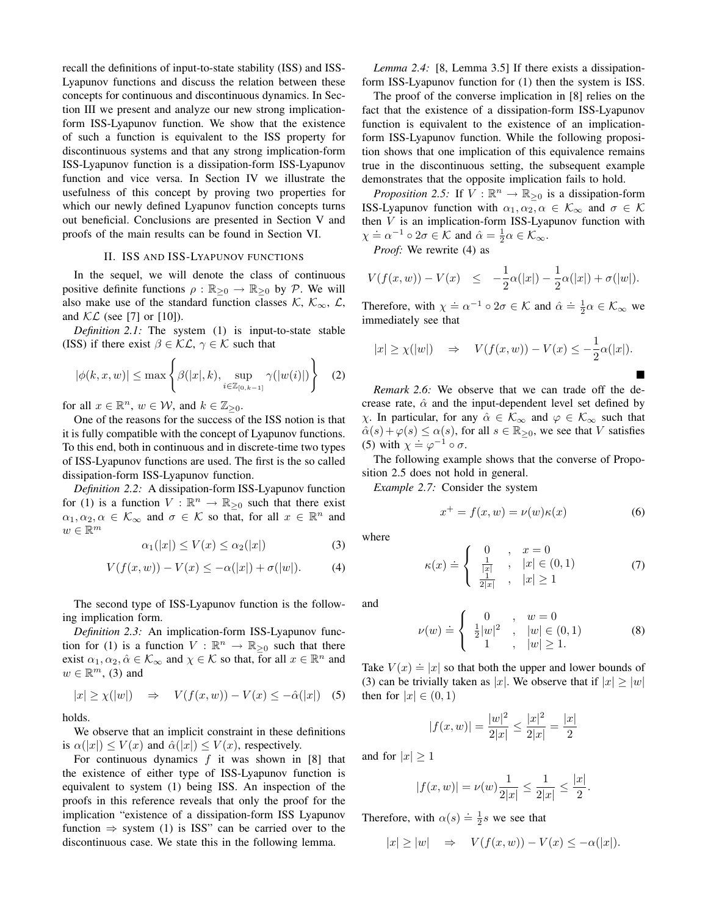recall the definitions of input-to-state stability (ISS) and ISS-Lyapunov functions and discuss the relation between these concepts for continuous and discontinuous dynamics. In Section III we present and analyze our new strong implication-form ISS-Lyapunov function. We show that the existence of such a function is equivalent to the ISS property for discontinuous systems and that any strong implication-form ISS-Lyapunov function is a dissipation-form ISS-Lyapunov function and vice versa. In Section IV we illustrate the usefulness of this concept by proving two properties for which our newly defined Lyapunov function concepts turns out beneficial. Conclusions are presented in Section V and proofs of the main results can be found in Section VI.

## II. ISS and ISS-Lyapunov functions

In the sequel, we will denote the class of continuous positive definite functions $\rho : \mathbb{R}_{\geq 0} \to \mathbb{R}_{\geq 0}$ by $\mathcal{P}$. We will also make use of the standard function classes $\mathcal{K}$, $\mathcal{K}_\infty$, $\mathcal{L}$, and $\mathcal{KL}$ (see [7] or [10]).

*Definition 2.1:* The system (1) is input-to-state stable (ISS) if there exist $\beta \in \mathcal{KL}$, $\gamma \in \mathcal{K}$ such that

$$|\phi(k, x, w)| \leq \max\left\{\beta(|x|, k), \sup_{i \in \mathbb{Z}_{[0,k-1]}} \gamma(|w(i)|)\right\} \quad (2)$$

for all $x \in \mathbb{R}^n$, $w \in \mathcal{W}$, and $k \in \mathbb{Z}_{\geq 0}$.

One of the reasons for the success of the ISS notion is that it is fully compatible with the concept of Lyapunov functions. To this end, both in continuous and in discrete-time two types of ISS-Lyapunov functions are used. The first is the so called dissipation-form ISS-Lyapunov function.

*Definition 2.2:* A dissipation-form ISS-Lyapunov function for (1) is a function $V : \mathbb{R}^n \to \mathbb{R}_{\geq 0}$ such that there exist $\alpha_1, \alpha_2, \alpha \in \mathcal{K}_\infty$ and $\sigma \in \mathcal{K}$ so that, for all $x \in \mathbb{R}^n$ and $w \in \mathbb{R}^m$

$$\alpha_1(|x|) \leq V(x) \leq \alpha_2(|x|) \quad (3)$$

$$V(f(x, w)) - V(x) \leq -\alpha(|x|) + \sigma(|w|). \quad (4)$$

The second type of ISS-Lyapunov function is the following implication form.

*Definition 2.3:* An implication-form ISS-Lyapunov function for (1) is a function $V : \mathbb{R}^n \to \mathbb{R}_{\geq 0}$ such that there exist $\alpha_1, \alpha_2, \hat{\alpha} \in \mathcal{K}_\infty$ and $\chi \in \mathcal{K}$ so that, for all $x \in \mathbb{R}^n$ and $w \in \mathbb{R}^m$, (3) and

$$|x| \geq \chi(|w|) \quad \Rightarrow \quad V(f(x, w)) - V(x) \leq -\hat{\alpha}(|x|) \quad (5)$$

holds.

We observe that an implicit constraint in these definitions is $\alpha(|x|) \leq V(x)$ and $\hat{\alpha}(|x|) \leq V(x)$, respectively.

For continuous dynamics $f$ it was shown in [8] that the existence of either type of ISS-Lyapunov function is equivalent to system (1) being ISS. An inspection of the proofs in this reference reveals that only the proof for the implication "existence of a dissipation-form ISS Lyapunov function $\Rightarrow$ system (1) is ISS" can be carried over to the discontinuous case. We state this in the following lemma.

*Lemma 2.4:* [8, Lemma 3.5] If there exists a dissipation-form ISS-Lyapunov function for (1) then the system is ISS.

The proof of the converse implication in [8] relies on the fact that the existence of a dissipation-form ISS-Lyapunov function is equivalent to the existence of an implication-form ISS-Lyapunov function. While the following proposition shows that one implication of this equivalence remains true in the discontinuous setting, the subsequent example demonstrates that the opposite implication fails to hold.

*Proposition 2.5:* If $V : \mathbb{R}^n \to \mathbb{R}_{\geq 0}$ is a dissipation-form ISS-Lyapunov function with $\alpha_1, \alpha_2, \alpha \in \mathcal{K}_\infty$ and $\sigma \in \mathcal{K}$ then $V$ is an implication-form ISS-Lyapunov function with $\chi \doteq \alpha^{-1} \circ 2\sigma \in \mathcal{K}$ and $\hat{\alpha} = \frac{1}{2}\alpha \in \mathcal{K}_\infty$.

*Proof:* We rewrite (4) as

$$V(f(x, w)) - V(x) \quad \leq \quad -\frac{1}{2}\alpha(|x|) - \frac{1}{2}\alpha(|x|) + \sigma(|w|).$$

Therefore, with $\chi \doteq \alpha^{-1} \circ 2\sigma \in \mathcal{K}$ and $\hat{\alpha} \doteq \frac{1}{2}\alpha \in \mathcal{K}_\infty$ we immediately see that

$$|x| \geq \chi(|w|) \quad \Rightarrow \quad V(f(x, w)) - V(x) \leq -\frac{1}{2}\alpha(|x|).$$

■

*Remark 2.6:* We observe that we can trade off the decrease rate, $\hat{\alpha}$ and the input-dependent level set defined by $\chi$. In particular, for any $\hat{\alpha} \in \mathcal{K}_\infty$ and $\varphi \in \mathcal{K}_\infty$ such that $\hat{\alpha}(s) + \varphi(s) \leq \alpha(s)$, for all $s \in \mathbb{R}_{\geq 0}$, we see that $V$ satisfies (5) with $\chi \doteq \varphi^{-1} \circ \sigma$.

The following example shows that the converse of Proposition 2.5 does not hold in general.

*Example 2.7:* Consider the system

$$x^+ = f(x, w) = \nu(w)\kappa(x) \quad (6)$$

where

$$\kappa(x) \doteq \begin{cases} 0 & , \quad x = 0 \\ \frac{1}{|x|} & , \quad |x| \in (0, 1) \\ \frac{1}{2|x|} & , \quad |x| \geq 1 \end{cases} \quad (7)$$

and

$$\nu(w) \doteq \begin{cases} 0 & , \quad w = 0 \\ \frac{1}{2}|w|^2 & , \quad |w| \in (0, 1) \\ 1 & , \quad |w| \geq 1. \end{cases} \quad (8)$$

Take $V(x) \doteq |x|$ so that both the upper and lower bounds of (3) can be trivially taken as $|x|$. We observe that if $|x| \geq |w|$ then for $|x| \in (0, 1)$

$$|f(x, w)| = \frac{|w|^2}{2|x|} \leq \frac{|x|^2}{2|x|} = \frac{|x|}{2}$$

and for $|x| \geq 1$

$$|f(x, w)| = \nu(w)\frac{1}{2|x|} \leq \frac{1}{2|x|} \leq \frac{|x|}{2}.$$

Therefore, with $\alpha(s) \doteq \frac{1}{2}s$ we see that

$$|x| \geq |w| \quad \Rightarrow \quad V(f(x, w)) - V(x) \leq -\alpha(|x|).$$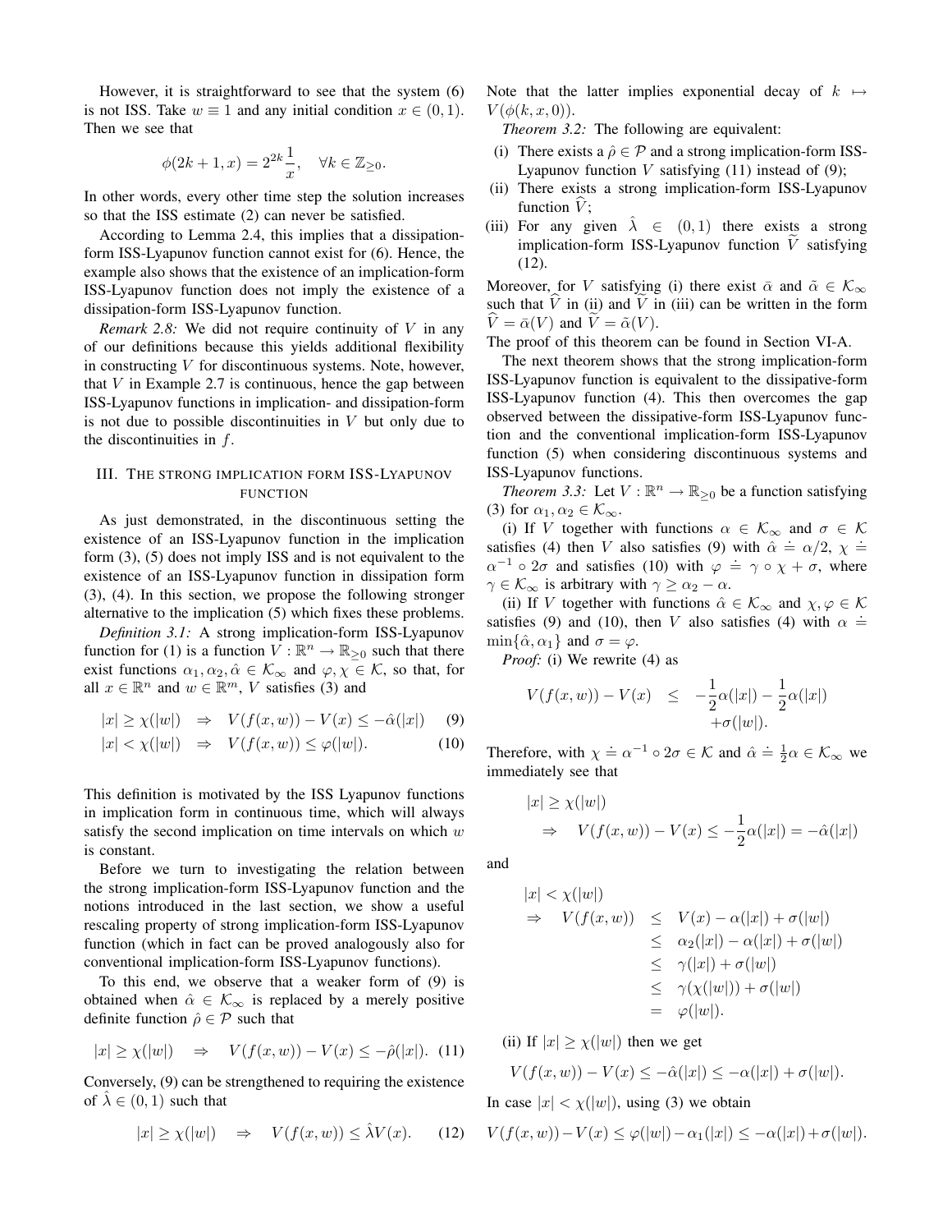However, it is straightforward to see that the system (6) is not ISS. Take $w \equiv 1$ and any initial condition $x \in (0,1)$. Then we see that

$$\phi(2k+1, x) = 2^{2k}\frac{1}{x}, \quad \forall k \in \mathbb{Z}_{\geq 0}.$$

In other words, every other time step the solution increases so that the ISS estimate (2) can never be satisfied.

According to Lemma 2.4, this implies that a dissipation-form ISS-Lyapunov function cannot exist for (6). Hence, the example also shows that the existence of an implication-form ISS-Lyapunov function does not imply the existence of a dissipation-form ISS-Lyapunov function.

*Remark 2.8:* We did not require continuity of $V$ in any of our definitions because this yields additional flexibility in constructing $V$ for discontinuous systems. Note, however, that $V$ in Example 2.7 is continuous, hence the gap between ISS-Lyapunov functions in implication- and dissipation-form is not due to possible discontinuities in $V$ but only due to the discontinuities in $f$.

## III. The strong implication form ISS-Lyapunov function

As just demonstrated, in the discontinuous setting the existence of an ISS-Lyapunov function in the implication form (3), (5) does not imply ISS and is not equivalent to the existence of an ISS-Lyapunov function in dissipation form (3), (4). In this section, we propose the following stronger alternative to the implication (5) which fixes these problems.

*Definition 3.1:* A strong implication-form ISS-Lyapunov function for (1) is a function $V : \mathbb{R}^n \to \mathbb{R}_{\geq 0}$ such that there exist functions $\alpha_1, \alpha_2, \hat{\alpha} \in \mathcal{K}_\infty$ and $\varphi, \chi \in \mathcal{K}$, so that, for all $x \in \mathbb{R}^n$ and $w \in \mathbb{R}^m$, $V$ satisfies (3) and

$$|x| \geq \chi(|w|) \quad \Rightarrow \quad V(f(x,w)) - V(x) \leq -\hat{\alpha}(|x|) \qquad (9)$$

$$|x| < \chi(|w|) \quad \Rightarrow \quad V(f(x,w)) \leq \varphi(|w|). \qquad (10)$$

This definition is motivated by the ISS Lyapunov functions in implication form in continuous time, which will always satisfy the second implication on time intervals on which $w$ is constant.

Before we turn to investigating the relation between the strong implication-form ISS-Lyapunov function and the notions introduced in the last section, we show a useful rescaling property of strong implication-form ISS-Lyapunov function (which in fact can be proved analogously also for conventional implication-form ISS-Lyapunov functions).

To this end, we observe that a weaker form of (9) is obtained when $\hat{\alpha} \in \mathcal{K}_\infty$ is replaced by a merely positive definite function $\hat{\rho} \in \mathcal{P}$ such that

$$|x| \geq \chi(|w|) \quad \Rightarrow \quad V(f(x,w)) - V(x) \leq -\hat{\rho}(|x|). \qquad (11)$$

Conversely, (9) can be strengthened to requiring the existence of $\hat{\lambda} \in (0,1)$ such that

$$|x| \geq \chi(|w|) \quad \Rightarrow \quad V(f(x,w)) \leq \hat{\lambda} V(x). \qquad (12)$$

Note that the latter implies exponential decay of $k \mapsto V(\phi(k,x,0))$.

*Theorem 3.2:* The following are equivalent:

(i) There exists a $\hat{\rho} \in \mathcal{P}$ and a strong implication-form ISS-Lyapunov function $V$ satisfying (11) instead of (9);

(ii) There exists a strong implication-form ISS-Lyapunov function $\widehat{V}$;

(iii) For any given $\hat{\lambda} \in (0,1)$ there exists a strong implication-form ISS-Lyapunov function $\widetilde{V}$ satisfying (12).

Moreover, for $V$ satisfying (i) there exist $\bar{\alpha}$ and $\tilde{\alpha} \in \mathcal{K}_\infty$ such that $\widehat{V}$ in (ii) and $\widetilde{V}$ in (iii) can be written in the form $\widehat{V} = \bar{\alpha}(V)$ and $\widetilde{V} = \tilde{\alpha}(V)$.

The proof of this theorem can be found in Section VI-A.

The next theorem shows that the strong implication-form ISS-Lyapunov function is equivalent to the dissipative-form ISS-Lyapunov function (4). This then overcomes the gap observed between the dissipative-form ISS-Lyapunov function and the conventional implication-form ISS-Lyapunov function (5) when considering discontinuous systems and ISS-Lyapunov functions.

*Theorem 3.3:* Let $V : \mathbb{R}^n \to \mathbb{R}_{\geq 0}$ be a function satisfying (3) for $\alpha_1, \alpha_2 \in \mathcal{K}_\infty$.

(i) If $V$ together with functions $\alpha \in \mathcal{K}_\infty$ and $\sigma \in \mathcal{K}$ satisfies (4) then $V$ also satisfies (9) with $\hat{\alpha} \doteq \alpha/2$, $\chi \doteq \alpha^{-1} \circ 2\sigma$ and satisfies (10) with $\varphi \doteq \gamma \circ \chi + \sigma$, where $\gamma \in \mathcal{K}_\infty$ is arbitrary with $\gamma \geq \alpha_2 - \alpha$.

(ii) If $V$ together with functions $\hat{\alpha} \in \mathcal{K}_\infty$ and $\chi, \varphi \in \mathcal{K}$ satisfies (9) and (10), then $V$ also satisfies (4) with $\alpha \doteq \min\{\hat{\alpha}, \alpha_1\}$ and $\sigma = \varphi$.

*Proof:* (i) We rewrite (4) as

$$V(f(x,w)) - V(x) \leq -\frac{1}{2}\alpha(|x|) - \frac{1}{2}\alpha(|x|) + \sigma(|w|).$$

Therefore, with $\chi \doteq \alpha^{-1} \circ 2\sigma \in \mathcal{K}$ and $\hat{\alpha} \doteq \frac{1}{2}\alpha \in \mathcal{K}_\infty$ we immediately see that

$$|x| \geq \chi(|w|) \quad \Rightarrow \quad V(f(x,w)) - V(x) \leq -\frac{1}{2}\alpha(|x|) = -\hat{\alpha}(|x|)$$

and

$$\begin{aligned} |x| < \chi(|w|) \quad \Rightarrow \quad V(f(x,w)) &\leq V(x) - \alpha(|x|) + \sigma(|w|) \\ &\leq \alpha_2(|x|) - \alpha(|x|) + \sigma(|w|) \\ &\leq \gamma(|x|) + \sigma(|w|) \\ &\leq \gamma(\chi(|w|)) + \sigma(|w|) \\ &= \varphi(|w|). \end{aligned}$$

(ii) If $|x| \geq \chi(|w|)$ then we get

$$V(f(x,w)) - V(x) \leq -\hat{\alpha}(|x|) \leq -\alpha(|x|) + \sigma(|w|).$$

In case $|x| < \chi(|w|)$, using (3) we obtain

$$V(f(x,w)) - V(x) \leq \varphi(|w|) - \alpha_1(|x|) \leq -\alpha(|x|) + \sigma(|w|).$$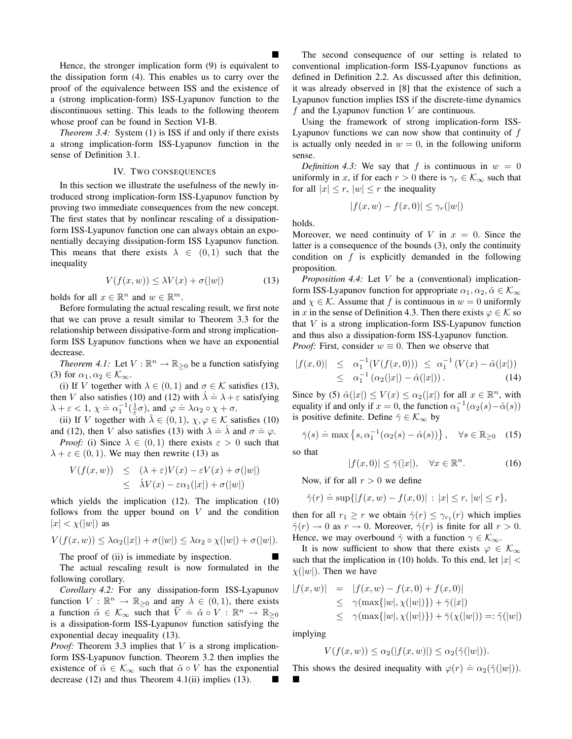■

Hence, the stronger implication form (9) is equivalent to the dissipation form (4). This enables us to carry over the proof of the equivalence between ISS and the existence of a (strong implication-form) ISS-Lyapunov function to the discontinuous setting. This leads to the following theorem whose proof can be found in Section VI-B.

*Theorem 3.4:* System (1) is ISS if and only if there exists a strong implication-form ISS-Lyapunov function in the sense of Definition 3.1.

## IV. Two consequences

In this section we illustrate the usefulness of the newly introduced strong implication-form ISS-Lyapunov function by proving two immediate consequences from the new concept. The first states that by nonlinear rescaling of a dissipation-form ISS-Lyapunov function one can always obtain an exponentially decaying dissipation-form ISS Lyapunov function. This means that there exists $\lambda \in (0,1)$ such that the inequality

$$V(f(x,w)) \leq \lambda V(x) + \sigma(|w|) \tag{13}$$

holds for all $x \in \mathbb{R}^n$ and $w \in \mathbb{R}^m$.

Before formulating the actual rescaling result, we first note that we can prove a result similar to Theorem 3.3 for the relationship between dissipative-form and strong implication-form ISS Lyapunov functions when we have an exponential decrease.

*Theorem 4.1:* Let $V : \mathbb{R}^n \to \mathbb{R}_{\geq 0}$ be a function satisfying (3) for $\alpha_1, \alpha_2 \in \mathcal{K}_\infty$.

(i) If $V$ together with $\lambda \in (0,1)$ and $\sigma \in \mathcal{K}$ satisfies (13), then $V$ also satisfies (10) and (12) with $\hat{\lambda} \doteq \lambda + \varepsilon$ satisfying $\lambda + \varepsilon < 1$, $\chi \doteq \alpha_1^{-1}(\frac{1}{\varepsilon}\sigma)$, and $\varphi \doteq \lambda\alpha_2 \circ \chi + \sigma$.

(ii) If $V$ together with $\hat{\lambda} \in (0,1)$, $\chi, \varphi \in \mathcal{K}$ satisfies (10) and (12), then $V$ also satisfies (13) with $\lambda \doteq \hat{\lambda}$ and $\sigma \doteq \varphi$.

*Proof:* (i) Since $\lambda \in (0,1)$ there exists $\varepsilon > 0$ such that $\lambda + \varepsilon \in (0,1)$. We may then rewrite (13) as

$$\begin{aligned} V(f(x,w)) &\leq (\lambda+\varepsilon)V(x) - \varepsilon V(x) + \sigma(|w|) \\ &\leq \hat{\lambda}V(x) - \varepsilon\alpha_1(|x|) + \sigma(|w|) \end{aligned}$$

which yields the implication (12). The implication (10) follows from the upper bound on $V$ and the condition $|x| < \chi(|w|)$ as

$$V(f(x,w)) \leq \lambda\alpha_2(|x|) + \sigma(|w|) \leq \lambda\alpha_2 \circ \chi(|w|) + \sigma(|w|).$$

The proof of (ii) is immediate by inspection. ■

The actual rescaling result is now formulated in the following corollary.

*Corollary 4.2:* For any dissipation-form ISS-Lyapunov function $V : \mathbb{R}^n \to \mathbb{R}_{\geq 0}$ and any $\lambda \in (0,1)$, there exists a function $\tilde{\alpha} \in \mathcal{K}_\infty$ such that $\widetilde{V} \doteq \tilde{\alpha} \circ V : \mathbb{R}^n \to \mathbb{R}_{\geq 0}$ is a dissipation-form ISS-Lyapunov function satisfying the exponential decay inequality (13).

*Proof:* Theorem 3.3 implies that $V$ is a strong implication-form ISS-Lyapunov function. Theorem 3.2 then implies the existence of $\tilde{\alpha} \in \mathcal{K}_\infty$ such that $\tilde{\alpha} \circ V$ has the exponential decrease (12) and thus Theorem 4.1(ii) implies (13). ■

The second consequence of our setting is related to conventional implication-form ISS-Lyapunov functions as defined in Definition 2.2. As discussed after this definition, it was already observed in [8] that the existence of such a Lyapunov function implies ISS if the discrete-time dynamics $f$ and the Lyapunov function $V$ are continuous.

Using the framework of strong implication-form ISS-Lyapunov functions we can now show that continuity of $f$ is actually only needed in $w = 0$, in the following uniform sense.

*Definition 4.3:* We say that $f$ is continuous in $w = 0$ uniformly in $x$, if for each $r > 0$ there is $\gamma_r \in \mathcal{K}_\infty$ such that for all $|x| \leq r$, $|w| \leq r$ the inequality

$$|f(x,w) - f(x,0)| \leq \gamma_r(|w|)$$

holds.

Moreover, we need continuity of $V$ in $x = 0$. Since the latter is a consequence of the bounds (3), only the continuity condition on $f$ is explicitly demanded in the following proposition.

*Proposition 4.4:* Let $V$ be a (conventional) implication-form ISS-Lyapunov function for appropriate $\alpha_1, \alpha_2, \hat{\alpha} \in \mathcal{K}_\infty$ and $\chi \in \mathcal{K}$. Assume that $f$ is continuous in $w = 0$ uniformly in $x$ in the sense of Definition 4.3. Then there exists $\varphi \in \mathcal{K}$ so that $V$ is a strong implication-form ISS-Lyapunov function and thus also a dissipation-form ISS-Lyapunov function.

*Proof:* First, consider $w \equiv 0$. Then we observe that

$$\begin{aligned} |f(x,0)| &\leq \alpha_1^{-1}(V(f(x,0))) \leq \alpha_1^{-1}\left(V(x) - \hat{\alpha}(|x|)\right) \\ &\leq \alpha_1^{-1}\left(\alpha_2(|x|) - \hat{\alpha}(|x|)\right). \end{aligned} \tag{14}$$

Since by (5) $\hat{\alpha}(|x|) \leq V(x) \leq \alpha_2(|x|)$ for all $x \in \mathbb{R}^n$, with equality if and only if $x = 0$, the function $\alpha_1^{-1}(\alpha_2(s) - \hat{\alpha}(s))$ is positive definite. Define $\bar{\gamma} \in \mathcal{K}_\infty$ by

$$\bar{\gamma}(s) \doteq \max\left\{s, \alpha_1^{-1}(\alpha_2(s) - \hat{\alpha}(s))\right\}, \quad \forall s \in \mathbb{R}_{\geq 0} \tag{15}$$

so that

$$|f(x,0)| \leq \bar{\gamma}(|x|), \quad \forall x \in \mathbb{R}^n. \tag{16}$$

Now, if for all $r > 0$ we define

$$\hat{\gamma}(r) \doteq \sup\{|f(x,w) - f(x,0)| \,:\, |x| \leq r,\, |w| \leq r\},$$

then for all $r_1 \geq r$ we obtain $\hat{\gamma}(r) \leq \gamma_{r_1}(r)$ which implies $\hat{\gamma}(r) \to 0$ as $r \to 0$. Moreover, $\hat{\gamma}(r)$ is finite for all $r > 0$. Hence, we may overbound $\hat{\gamma}$ with a function $\gamma \in \mathcal{K}_\infty$.

It is now sufficient to show that there exists $\varphi \in \mathcal{K}_\infty$ such that the implication in (10) holds. To this end, let $|x| < \chi(|w|)$. Then we have

$$\begin{aligned} |f(x,w)| &= |f(x,w) - f(x,0) + f(x,0)| \\ &\leq \gamma(\max\{|w|, \chi(|w|)\}) + \bar{\gamma}(|x|) \\ &\leq \gamma(\max\{|w|, \chi(|w|)\}) + \bar{\gamma}(\chi(|w|)) =: \tilde{\gamma}(|w|) \end{aligned}$$

implying

$$V(f(x,w)) \leq \alpha_2(|f(x,w)|) \leq \alpha_2(\tilde{\gamma}(|w|)).$$

This shows the desired inequality with $\varphi(r) \doteq \alpha_2(\tilde{\gamma}(|w|))$. ■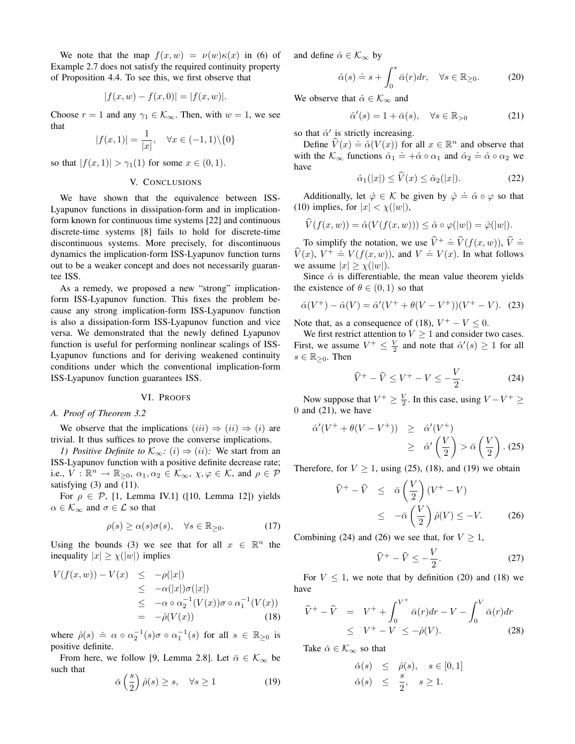We note that the map $f(x,w) = \nu(w)\kappa(x)$ in (6) of Example 2.7 does not satisfy the required continuity property of Proposition 4.4. To see this, we first observe that

$$|f(x,w) - f(x,0)| = |f(x,w)|.$$

Choose $r = 1$ and any $\gamma_1 \in \mathcal{K}_\infty$. Then, with $w = 1$, we see that

$$|f(x,1)| = \frac{1}{|x|}, \quad \forall x \in (-1,1)\backslash\{0\}$$

so that $|f(x,1)| > \gamma_1(1)$ for some $x \in (0,1)$.

## V. Conclusions

We have shown that the equivalence between ISS-Lyapunov functions in dissipation-form and in implication-form known for continuous time systems [22] and continuous discrete-time systems [8] fails to hold for discrete-time discontinuous systems. More precisely, for discontinuous dynamics the implication-form ISS-Lyapunov function turns out to be a weaker concept and does not necessarily guarantee ISS.

As a remedy, we proposed a new "strong" implication-form ISS-Lyapunov function. This fixes the problem because any strong implication-form ISS-Lyapunov function is also a dissipation-form ISS-Lyapunov function and vice versa. We demonstrated that the newly defined Lyapunov function is useful for performing nonlinear scalings of ISS-Lyapunov functions and for deriving weakened continuity conditions under which the conventional implication-form ISS-Lyapunov function guarantees ISS.

## VI. Proofs

### A. Proof of Theorem 3.2

We observe that the implications $(iii) \Rightarrow (ii) \Rightarrow (i)$ are trivial. It thus suffices to prove the converse implications.

*1) Positive Definite to $\mathcal{K}_\infty$: $(i) \Rightarrow (ii)$:* We start from an ISS-Lyapunov function with a positive definite decrease rate; i.e., $V : \mathbb{R}^n \to \mathbb{R}_{\geq 0}$, $\alpha_1, \alpha_2 \in \mathcal{K}_\infty$, $\chi, \varphi \in \mathcal{K}$, and $\rho \in \mathcal{P}$ satisfying (3) and (11).

For $\rho \in \mathcal{P}$, [1, Lemma IV.1] ([10, Lemma 12]) yields $\alpha \in \mathcal{K}_\infty$ and $\sigma \in \mathcal{L}$ so that

$$\rho(s) \geq \alpha(s)\sigma(s), \quad \forall s \in \mathbb{R}_{\geq 0}. \tag{17}$$

Using the bounds (3) we see that for all $x \in \mathbb{R}^n$ the inequality $|x| \geq \chi(|w|)$ implies

$$\begin{aligned} V(f(x,w)) - V(x) &\leq -\rho(|x|) \\ &\leq -\alpha(|x|)\sigma(|x|) \\ &\leq -\alpha \circ \alpha_2^{-1}(V(x))\sigma \circ \alpha_1^{-1}(V(x)) \\ &= -\hat{\rho}(V(x)) \end{aligned} \tag{18}$$

where $\hat{\rho}(s) \doteq \alpha \circ \alpha_2^{-1}(s)\sigma \circ \alpha_1^{-1}(s)$ for all $s \in \mathbb{R}_{\geq 0}$ is positive definite.

From here, we follow [9, Lemma 2.8]. Let $\bar{\alpha} \in \mathcal{K}_\infty$ be such that

$$\bar{\alpha}\left(\frac{s}{2}\right)\hat{\rho}(s) \geq s, \quad \forall s \geq 1 \tag{19}$$

and define $\hat{\alpha} \in \mathcal{K}_\infty$ by

$$\hat{\alpha}(s) \doteq s + \int_0^s \bar{\alpha}(r)dr, \quad \forall s \in \mathbb{R}_{\geq 0}. \tag{20}$$

We observe that $\hat{\alpha} \in \mathcal{K}_\infty$ and

$$\hat{\alpha}'(s) = 1 + \bar{\alpha}(s), \quad \forall s \in \mathbb{R}_{>0} \tag{21}$$

so that $\hat{\alpha}'$ is strictly increasing.

Define $\widehat{V}(x) \doteq \hat{\alpha}(V(x))$ for all $x \in \mathbb{R}^n$ and observe that with the $\mathcal{K}_\infty$ functions $\hat{\alpha}_1 \doteq +\hat{\alpha} \circ \alpha_1$ and $\hat{\alpha}_2 \doteq \hat{\alpha} \circ \alpha_2$ we have

$$\hat{\alpha}_1(|x|) \leq \widehat{V}(x) \leq \hat{\alpha}_2(|x|). \tag{22}$$

Additionally, let $\hat{\varphi} \in \mathcal{K}$ be given by $\hat{\varphi} \doteq \hat{\alpha} \circ \varphi$ so that (10) implies, for $|x| < \chi(|w|)$,

$$\widehat{V}(f(x,w)) = \hat{\alpha}(V(f(x,w))) \leq \hat{\alpha} \circ \varphi(|w|) = \hat{\varphi}(|w|).$$

To simplify the notation, we use $\widehat{V}^+ \doteq \widehat{V}(f(x,w))$, $\widehat{V} \doteq \widehat{V}(x)$, $V^+ \doteq V(f(x,w))$, and $V \doteq V(x)$. In what follows we assume $|x| \geq \chi(|w|)$.

Since $\hat{\alpha}$ is differentiable, the mean value theorem yields the existence of $\theta \in (0,1)$ so that

$$\hat{\alpha}(V^+) - \hat{\alpha}(V) = \hat{\alpha}'(V^+ + \theta(V - V^+))(V^+ - V). \tag{23}$$

Note that, as a consequence of (18), $V^+ - V \leq 0$.

We first restrict attention to $V \geq 1$ and consider two cases. First, we assume $V^+ \leq \frac{V}{2}$ and note that $\hat{\alpha}'(s) \geq 1$ for all $s \in \mathbb{R}_{\geq 0}$. Then

$$\widehat{V}^+ - \widehat{V} \leq V^+ - V \leq -\frac{V}{2}. \tag{24}$$

Now suppose that $V^+ \geq \frac{V}{2}$. In this case, using $V - V^+ \geq 0$ and (21), we have

$$\begin{aligned} \hat{\alpha}'(V^+ + \theta(V - V^+)) &\geq \hat{\alpha}'(V^+) \\ &\geq \hat{\alpha}'\left(\frac{V}{2}\right) > \bar{\alpha}\left(\frac{V}{2}\right). \end{aligned} \tag{25}$$

Therefore, for $V \geq 1$, using (25), (18), and (19) we obtain

$$\begin{aligned} \widehat{V}^+ - \widehat{V} &\leq \bar{\alpha}\left(\frac{V}{2}\right)(V^+ - V) \\ &\leq -\bar{\alpha}\left(\frac{V}{2}\right)\hat{\rho}(V) \leq -V. \end{aligned} \tag{26}$$

Combining (24) and (26) we see that, for $V \geq 1$,

$$\widehat{V}^+ - \widehat{V} \leq -\frac{V}{2}. \tag{27}$$

For $V \leq 1$, we note that by definition (20) and (18) we have

$$\begin{aligned} \widehat{V}^+ - \widehat{V} &= V^+ + \int_0^{V^+} \bar{\alpha}(r)dr - V - \int_0^V \bar{\alpha}(r)dr \\ &\leq V^+ - V \leq -\hat{\rho}(V). \end{aligned} \tag{28}$$

Take $\check{\alpha} \in \mathcal{K}_\infty$ so that

$$\begin{aligned} \check{\alpha}(s) &\leq \hat{\rho}(s), \quad s \in [0,1] \\ \check{\alpha}(s) &\leq \frac{s}{2}, \quad s \geq 1. \end{aligned}$$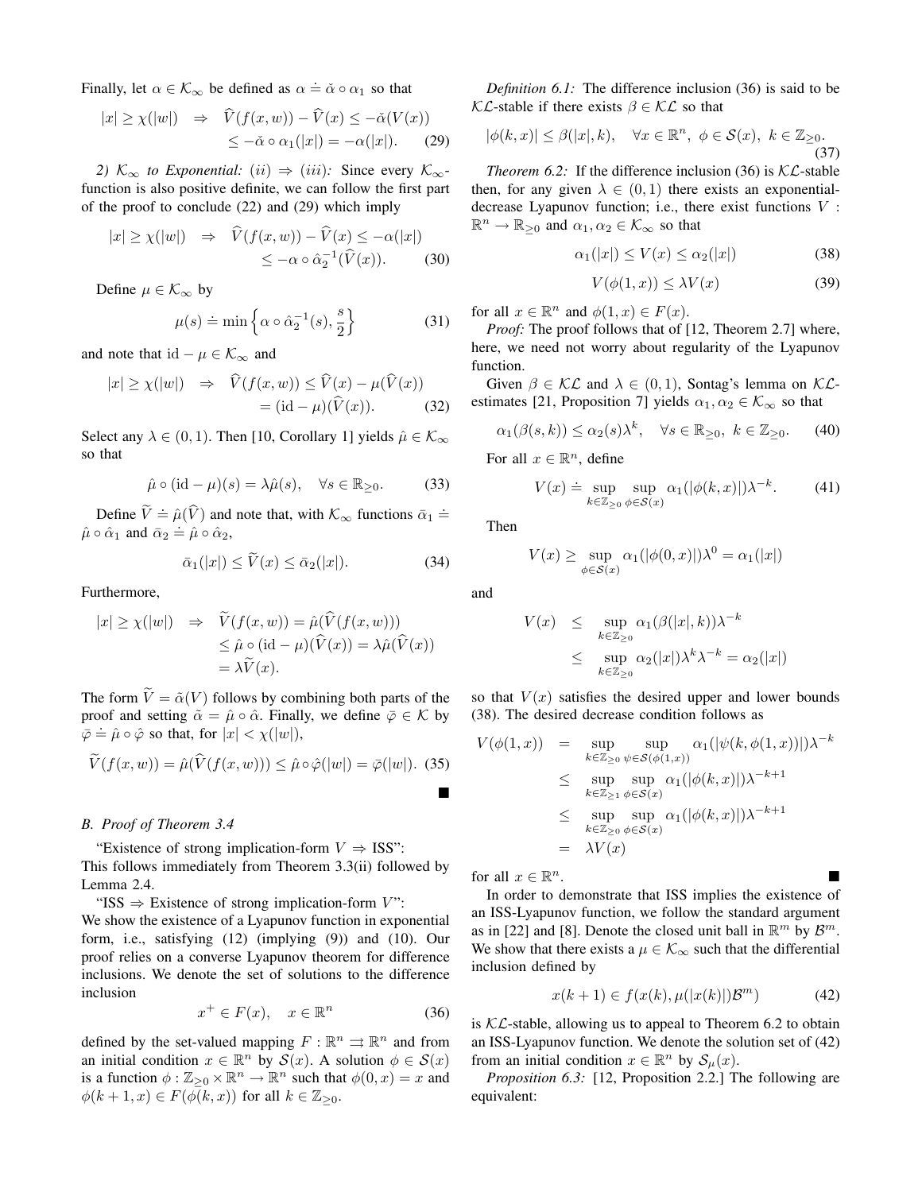Finally, let $\alpha \in \mathcal{K}_\infty$ be defined as $\alpha \doteq \check{\alpha} \circ \alpha_1$ so that

$$|x| \geq \chi(|w|) \quad \Rightarrow \quad \widehat{V}(f(x,w)) - \widehat{V}(x) \leq -\check{\alpha}(V(x)) \leq -\check{\alpha} \circ \alpha_1(|x|) = -\alpha(|x|). \tag{29}$$

*2) $\mathcal{K}_\infty$ to Exponential: (ii) $\Rightarrow$ (iii):* Since every $\mathcal{K}_\infty$-function is also positive definite, we can follow the first part of the proof to conclude (22) and (29) which imply

$$|x| \geq \chi(|w|) \quad \Rightarrow \quad \widehat{V}(f(x,w)) - \widehat{V}(x) \leq -\alpha(|x|) \leq -\alpha \circ \hat{\alpha}_2^{-1}(\widehat{V}(x)). \tag{30}$$

Define $\mu \in \mathcal{K}_\infty$ by

$$\mu(s) \doteq \min\left\{ \alpha \circ \hat{\alpha}_2^{-1}(s), \frac{s}{2} \right\} \tag{31}$$

and note that $\mathrm{id} - \mu \in \mathcal{K}_\infty$ and

$$|x| \geq \chi(|w|) \quad \Rightarrow \quad \widehat{V}(f(x,w)) \leq \widehat{V}(x) - \mu(\widehat{V}(x)) = (\mathrm{id} - \mu)(\widehat{V}(x)). \tag{32}$$

Select any $\lambda \in (0,1)$. Then [10, Corollary 1] yields $\hat{\mu} \in \mathcal{K}_\infty$ so that

$$\hat{\mu} \circ (\mathrm{id} - \mu)(s) = \lambda \hat{\mu}(s), \quad \forall s \in \mathbb{R}_{\geq 0}. \tag{33}$$

Define $\widetilde{V} \doteq \hat{\mu}(\widehat{V})$ and note that, with $\mathcal{K}_\infty$ functions $\bar{\alpha}_1 \doteq \hat{\mu} \circ \hat{\alpha}_1$ and $\bar{\alpha}_2 \doteq \hat{\mu} \circ \hat{\alpha}_2$,

$$\bar{\alpha}_1(|x|) \leq \widetilde{V}(x) \leq \bar{\alpha}_2(|x|). \tag{34}$$

Furthermore,

$$\begin{aligned} |x| \geq \chi(|w|) \quad \Rightarrow \quad \widetilde{V}(f(x,w)) &= \hat{\mu}(\widehat{V}(f(x,w))) \\ &\leq \hat{\mu} \circ (\mathrm{id} - \mu)(\widehat{V}(x)) = \lambda \hat{\mu}(\widehat{V}(x)) \\ &= \lambda \widetilde{V}(x). \end{aligned}$$

The form $\widetilde{V} = \tilde{\alpha}(V)$ follows by combining both parts of the proof and setting $\tilde{\alpha} = \hat{\mu} \circ \hat{\alpha}$. Finally, we define $\bar{\varphi} \in \mathcal{K}$ by $\bar{\varphi} \doteq \hat{\mu} \circ \hat{\varphi}$ so that, for $|x| < \chi(|w|)$,

$$\widetilde{V}(f(x,w)) = \hat{\mu}(\widehat{V}(f(x,w))) \leq \hat{\mu} \circ \hat{\varphi}(|w|) = \bar{\varphi}(|w|). \tag{35}$$

■

### B. Proof of Theorem 3.4

"Existence of strong implication-form $V \Rightarrow$ ISS": This follows immediately from Theorem 3.3(ii) followed by Lemma 2.4.

"ISS $\Rightarrow$ Existence of strong implication-form $V$": We show the existence of a Lyapunov function in exponential form, i.e., satisfying (12) (implying (9)) and (10). Our proof relies on a converse Lyapunov theorem for difference inclusions. We denote the set of solutions to the difference inclusion

$$x^+ \in F(x), \quad x \in \mathbb{R}^n \tag{36}$$

defined by the set-valued mapping $F : \mathbb{R}^n \rightrightarrows \mathbb{R}^n$ and from an initial condition $x \in \mathbb{R}^n$ by $\mathcal{S}(x)$. A solution $\phi \in \mathcal{S}(x)$ is a function $\phi : \mathbb{Z}_{\geq 0} \times \mathbb{R}^n \to \mathbb{R}^n$ such that $\phi(0,x) = x$ and $\phi(k+1,x) \in F(\phi(k,x))$ for all $k \in \mathbb{Z}_{\geq 0}$.

*Definition 6.1:* The difference inclusion (36) is said to be $\mathcal{KL}$-stable if there exists $\beta \in \mathcal{KL}$ so that

$$|\phi(k,x)| \leq \beta(|x|,k), \quad \forall x \in \mathbb{R}^n, \ \phi \in \mathcal{S}(x), \ k \in \mathbb{Z}_{\geq 0}. \tag{37}$$

*Theorem 6.2:* If the difference inclusion (36) is $\mathcal{KL}$-stable then, for any given $\lambda \in (0,1)$ there exists an exponential-decrease Lyapunov function; i.e., there exist functions $V : \mathbb{R}^n \to \mathbb{R}_{\geq 0}$ and $\alpha_1, \alpha_2 \in \mathcal{K}_\infty$ so that

$$\alpha_1(|x|) \leq V(x) \leq \alpha_2(|x|) \tag{38}$$

$$V(\phi(1,x)) \leq \lambda V(x) \tag{39}$$

for all $x \in \mathbb{R}^n$ and $\phi(1,x) \in F(x)$.

*Proof:* The proof follows that of [12, Theorem 2.7] where, here, we need not worry about regularity of the Lyapunov function.

Given $\beta \in \mathcal{KL}$ and $\lambda \in (0,1)$, Sontag's lemma on $\mathcal{KL}$-estimates [21, Proposition 7] yields $\alpha_1, \alpha_2 \in \mathcal{K}_\infty$ so that

$$\alpha_1(\beta(s,k)) \leq \alpha_2(s)\lambda^k, \quad \forall s \in \mathbb{R}_{\geq 0}, \ k \in \mathbb{Z}_{\geq 0}. \tag{40}$$

For all $x \in \mathbb{R}^n$, define

$$V(x) \doteq \sup_{k \in \mathbb{Z}_{\geq 0}} \sup_{\phi \in \mathcal{S}(x)} \alpha_1(|\phi(k,x)|)\lambda^{-k}. \tag{41}$$

Then

$$V(x) \geq \sup_{\phi \in \mathcal{S}(x)} \alpha_1(|\phi(0,x)|)\lambda^0 = \alpha_1(|x|)$$

and

$$\begin{aligned} V(x) &\leq \sup_{k \in \mathbb{Z}_{\geq 0}} \alpha_1(\beta(|x|,k))\lambda^{-k} \\ &\leq \sup_{k \in \mathbb{Z}_{\geq 0}} \alpha_2(|x|)\lambda^k \lambda^{-k} = \alpha_2(|x|) \end{aligned}$$

so that $V(x)$ satisfies the desired upper and lower bounds (38). The desired decrease condition follows as

$$\begin{aligned} V(\phi(1,x)) &= \sup_{k \in \mathbb{Z}_{\geq 0}} \sup_{\psi \in \mathcal{S}(\phi(1,x))} \alpha_1(|\psi(k,\phi(1,x))|)\lambda^{-k} \\ &\leq \sup_{k \in \mathbb{Z}_{\geq 1}} \sup_{\phi \in \mathcal{S}(x)} \alpha_1(|\phi(k,x)|)\lambda^{-k+1} \\ &\leq \sup_{k \in \mathbb{Z}_{\geq 0}} \sup_{\phi \in \mathcal{S}(x)} \alpha_1(|\phi(k,x)|)\lambda^{-k+1} \\ &= \lambda V(x) \end{aligned}$$

for all $x \in \mathbb{R}^n$. ■

In order to demonstrate that ISS implies the existence of an ISS-Lyapunov function, we follow the standard argument as in [22] and [8]. Denote the closed unit ball in $\mathbb{R}^m$ by $\mathcal{B}^m$. We show that there exists a $\mu \in \mathcal{K}_\infty$ such that the differential inclusion defined by

$$x(k+1) \in f(x(k), \mu(|x(k)|)\mathcal{B}^m) \tag{42}$$

is $\mathcal{KL}$-stable, allowing us to appeal to Theorem 6.2 to obtain an ISS-Lyapunov function. We denote the solution set of (42) from an initial condition $x \in \mathbb{R}^n$ by $\mathcal{S}_\mu(x)$.

*Proposition 6.3:* [12, Proposition 2.2.] The following are equivalent: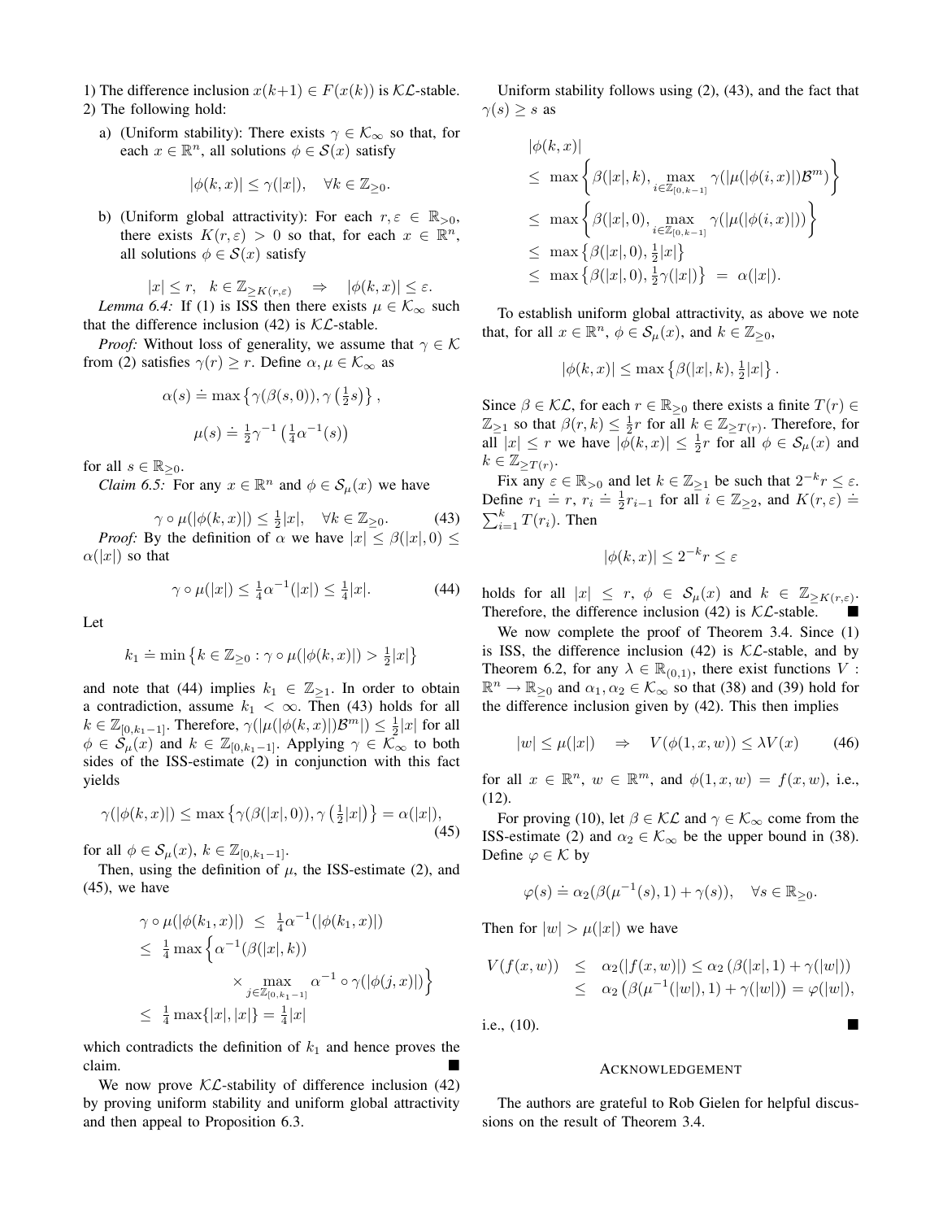1) The difference inclusion $x(k+1) \in F(x(k))$ is $\mathcal{KL}$-stable.
2) The following hold:

   a) (Uniform stability): There exists $\gamma \in \mathcal{K}_\infty$ so that, for each $x \in \mathbb{R}^n$, all solutions $\phi \in \mathcal{S}(x)$ satisfy
   $$|\phi(k,x)| \le \gamma(|x|), \quad \forall k \in \mathbb{Z}_{\ge 0}.$$

   b) (Uniform global attractivity): For each $r, \varepsilon \in \mathbb{R}_{>0}$, there exists $K(r,\varepsilon) > 0$ so that, for each $x \in \mathbb{R}^n$, all solutions $\phi \in \mathcal{S}(x)$ satisfy
   $$|x| \le r, \quad k \in \mathbb{Z}_{\ge K(r,\varepsilon)} \quad \Rightarrow \quad |\phi(k,x)| \le \varepsilon.$$

*Lemma 6.4:* If (1) is ISS then there exists $\mu \in \mathcal{K}_\infty$ such that the difference inclusion (42) is $\mathcal{KL}$-stable.

*Proof:* Without loss of generality, we assume that $\gamma \in \mathcal{K}$ from (2) satisfies $\gamma(r) \ge r$. Define $\alpha, \mu \in \mathcal{K}_\infty$ as
$$\alpha(s) \doteq \max\left\{\gamma(\beta(s,0)), \gamma\left(\tfrac{1}{2}s\right)\right\},$$
$$\mu(s) \doteq \tfrac{1}{2}\gamma^{-1}\left(\tfrac{1}{4}\alpha^{-1}(s)\right)$$
for all $s \in \mathbb{R}_{\ge 0}$.

*Claim 6.5:* For any $x \in \mathbb{R}^n$ and $\phi \in \mathcal{S}_\mu(x)$ we have
$$\gamma \circ \mu(|\phi(k,x)|) \le \tfrac{1}{2}|x|, \quad \forall k \in \mathbb{Z}_{\ge 0}. \tag{43}$$

*Proof:* By the definition of $\alpha$ we have $|x| \le \beta(|x|,0) \le \alpha(|x|)$ so that
$$\gamma \circ \mu(|x|) \le \tfrac{1}{4}\alpha^{-1}(|x|) \le \tfrac{1}{4}|x|. \tag{44}$$

Let
$$k_1 \doteq \min\left\{k \in \mathbb{Z}_{\ge 0} : \gamma \circ \mu(|\phi(k,x)|) > \tfrac{1}{2}|x|\right\}$$
and note that (44) implies $k_1 \in \mathbb{Z}_{\ge 1}$. In order to obtain a contradiction, assume $k_1 < \infty$. Then (43) holds for all $k \in \mathbb{Z}_{[0,k_1-1]}$. Therefore, $\gamma(|\mu(|\phi(k,x)|)\mathcal{B}^m|) \le \frac{1}{2}|x|$ for all $\phi \in \mathcal{S}_\mu(x)$ and $k \in \mathbb{Z}_{[0,k_1-1]}$. Applying $\gamma \in \mathcal{K}_\infty$ to both sides of the ISS-estimate (2) in conjunction with this fact yields
$$\gamma(|\phi(k,x)|) \le \max\left\{\gamma(\beta(|x|,0)), \gamma\left(\tfrac{1}{2}|x|\right)\right\} = \alpha(|x|), \tag{45}$$
for all $\phi \in \mathcal{S}_\mu(x)$, $k \in \mathbb{Z}_{[0,k_1-1]}$.

Then, using the definition of $\mu$, the ISS-estimate (2), and (45), we have
$$\begin{aligned}
&\gamma \circ \mu(|\phi(k_1,x)|) \le \tfrac{1}{4}\alpha^{-1}(|\phi(k_1,x)|) \\
&\le \tfrac{1}{4}\max\Big\{\alpha^{-1}(\beta(|x|,k)) \\
&\qquad\qquad \times \max_{j \in \mathbb{Z}_{[0,k_1-1]}} \alpha^{-1} \circ \gamma(|\phi(j,x)|)\Big\} \\
&\le \tfrac{1}{4}\max\{|x|,|x|\} = \tfrac{1}{4}|x|
\end{aligned}$$
which contradicts the definition of $k_1$ and hence proves the claim. ∎

We now prove $\mathcal{KL}$-stability of difference inclusion (42) by proving uniform stability and uniform global attractivity and then appeal to Proposition 6.3.

Uniform stability follows using (2), (43), and the fact that $\gamma(s) \ge s$ as
$$\begin{aligned}
&|\phi(k,x)| \\
&\le \max\left\{\beta(|x|,k), \max_{i \in \mathbb{Z}_{[0,k-1]}} \gamma(|\mu(|\phi(i,x)|)\mathcal{B}^m)\right\} \\
&\le \max\left\{\beta(|x|,0), \max_{i \in \mathbb{Z}_{[0,k-1]}} \gamma(|\mu(|\phi(i,x)|))\right\} \\
&\le \max\left\{\beta(|x|,0), \tfrac{1}{2}|x|\right\} \\
&\le \max\left\{\beta(|x|,0), \tfrac{1}{2}\gamma(|x|)\right\} = \alpha(|x|).
\end{aligned}$$

To establish uniform global attractivity, as above we note that, for all $x \in \mathbb{R}^n$, $\phi \in \mathcal{S}_\mu(x)$, and $k \in \mathbb{Z}_{\ge 0}$,
$$|\phi(k,x)| \le \max\left\{\beta(|x|,k), \tfrac{1}{2}|x|\right\}.$$

Since $\beta \in \mathcal{KL}$, for each $r \in \mathbb{R}_{\ge 0}$ there exists a finite $T(r) \in \mathbb{Z}_{\ge 1}$ so that $\beta(r,k) \le \frac{1}{2}r$ for all $k \in \mathbb{Z}_{\ge T(r)}$. Therefore, for all $|x| \le r$ we have $|\phi(k,x)| \le \frac{1}{2}r$ for all $\phi \in \mathcal{S}_\mu(x)$ and $k \in \mathbb{Z}_{\ge T(r)}$.

Fix any $\varepsilon \in \mathbb{R}_{>0}$ and let $k \in \mathbb{Z}_{\ge 1}$ be such that $2^{-k}r \le \varepsilon$. Define $r_1 \doteq r$, $r_i \doteq \frac{1}{2}r_{i-1}$ for all $i \in \mathbb{Z}_{\ge 2}$, and $K(r,\varepsilon) \doteq \sum_{i=1}^k T(r_i)$. Then
$$|\phi(k,x)| \le 2^{-k}r \le \varepsilon$$
holds for all $|x| \le r$, $\phi \in \mathcal{S}_\mu(x)$ and $k \in \mathbb{Z}_{\ge K(r,\varepsilon)}$. Therefore, the difference inclusion (42) is $\mathcal{KL}$-stable. ∎

We now complete the proof of Theorem 3.4. Since (1) is ISS, the difference inclusion (42) is $\mathcal{KL}$-stable, and by Theorem 6.2, for any $\lambda \in \mathbb{R}_{(0,1)}$, there exist functions $V : \mathbb{R}^n \to \mathbb{R}_{\ge 0}$ and $\alpha_1, \alpha_2 \in \mathcal{K}_\infty$ so that (38) and (39) hold for the difference inclusion given by (42). This then implies
$$|w| \le \mu(|x|) \quad \Rightarrow \quad V(\phi(1,x,w)) \le \lambda V(x) \tag{46}$$
for all $x \in \mathbb{R}^n$, $w \in \mathbb{R}^m$, and $\phi(1,x,w) = f(x,w)$, i.e., (12).

For proving (10), let $\beta \in \mathcal{KL}$ and $\gamma \in \mathcal{K}_\infty$ come from the ISS-estimate (2) and $\alpha_2 \in \mathcal{K}_\infty$ be the upper bound in (38). Define $\varphi \in \mathcal{K}$ by
$$\varphi(s) \doteq \alpha_2(\beta(\mu^{-1}(s),1) + \gamma(s)), \quad \forall s \in \mathbb{R}_{\ge 0}.$$

Then for $|w| > \mu(|x|)$ we have
$$\begin{aligned}
V(f(x,w)) &\le \alpha_2(|f(x,w)|) \le \alpha_2\left(\beta(|x|,1) + \gamma(|w|)\right) \\
&\le \alpha_2\left(\beta(\mu^{-1}(|w|),1) + \gamma(|w|)\right) = \varphi(|w|),
\end{aligned}$$
i.e., (10). ∎

## Acknowledgement

The authors are grateful to Rob Gielen for helpful discussions on the result of Theorem 3.4.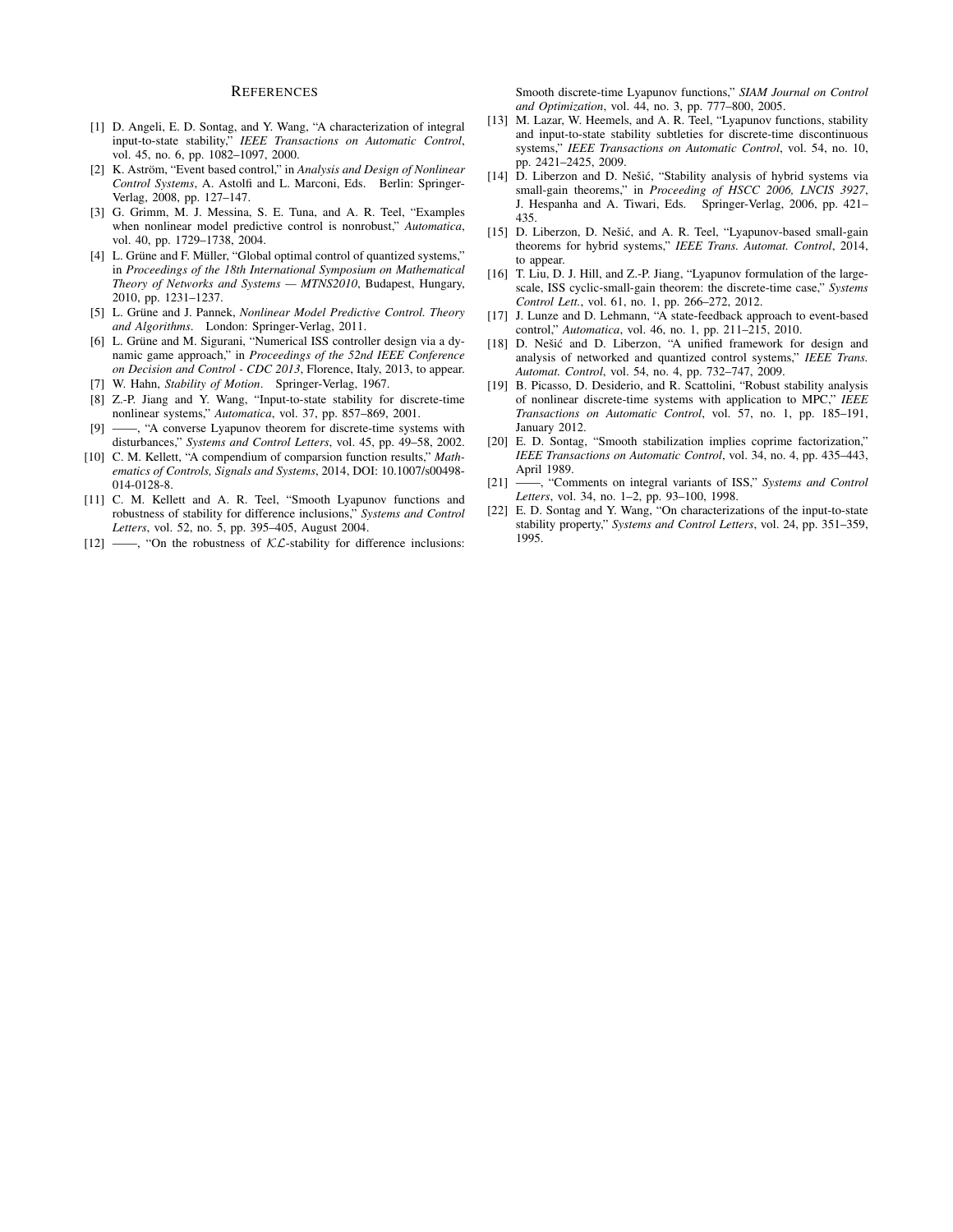# References

[1] D. Angeli, E. D. Sontag, and Y. Wang, "A characterization of integral input-to-state stability," *IEEE Transactions on Automatic Control*, vol. 45, no. 6, pp. 1082–1097, 2000.

[2] K. Aström, "Event based control," in *Analysis and Design of Nonlinear Control Systems*, A. Astolfi and L. Marconi, Eds. Berlin: Springer-Verlag, 2008, pp. 127–147.

[3] G. Grimm, M. J. Messina, S. E. Tuna, and A. R. Teel, "Examples when nonlinear model predictive control is nonrobust," *Automatica*, vol. 40, pp. 1729–1738, 2004.

[4] L. Grüne and F. Müller, "Global optimal control of quantized systems," in *Proceedings of the 18th International Symposium on Mathematical Theory of Networks and Systems — MTNS2010*, Budapest, Hungary, 2010, pp. 1231–1237.

[5] L. Grüne and J. Pannek, *Nonlinear Model Predictive Control. Theory and Algorithms*. London: Springer-Verlag, 2011.

[6] L. Grüne and M. Sigurani, "Numerical ISS controller design via a dynamic game approach," in *Proceedings of the 52nd IEEE Conference on Decision and Control - CDC 2013*, Florence, Italy, 2013, to appear.

[7] W. Hahn, *Stability of Motion*. Springer-Verlag, 1967.

[8] Z.-P. Jiang and Y. Wang, "Input-to-state stability for discrete-time nonlinear systems," *Automatica*, vol. 37, pp. 857–869, 2001.

[9] ——, "A converse Lyapunov theorem for discrete-time systems with disturbances," *Systems and Control Letters*, vol. 45, pp. 49–58, 2002.

[10] C. M. Kellett, "A compendium of comparsion function results," *Mathematics of Controls, Signals and Systems*, 2014, DOI: 10.1007/s00498-014-0128-8.

[11] C. M. Kellett and A. R. Teel, "Smooth Lyapunov functions and robustness of stability for difference inclusions," *Systems and Control Letters*, vol. 52, no. 5, pp. 395–405, August 2004.

[12] ——, "On the robustness of $\mathcal{KL}$-stability for difference inclusions: Smooth discrete-time Lyapunov functions," *SIAM Journal on Control and Optimization*, vol. 44, no. 3, pp. 777–800, 2005.

[13] M. Lazar, W. Heemels, and A. R. Teel, "Lyapunov functions, stability and input-to-state stability subtleties for discrete-time discontinuous systems," *IEEE Transactions on Automatic Control*, vol. 54, no. 10, pp. 2421–2425, 2009.

[14] D. Liberzon and D. Nešić, "Stability analysis of hybrid systems via small-gain theorems," in *Proceeding of HSCC 2006, LNCIS 3927*, J. Hespanha and A. Tiwari, Eds. Springer-Verlag, 2006, pp. 421–435.

[15] D. Liberzon, D. Nešić, and A. R. Teel, "Lyapunov-based small-gain theorems for hybrid systems," *IEEE Trans. Automat. Control*, 2014, to appear.

[16] T. Liu, D. J. Hill, and Z.-P. Jiang, "Lyapunov formulation of the large-scale, ISS cyclic-small-gain theorem: the discrete-time case," *Systems Control Lett.*, vol. 61, no. 1, pp. 266–272, 2012.

[17] J. Lunze and D. Lehmann, "A state-feedback approach to event-based control," *Automatica*, vol. 46, no. 1, pp. 211–215, 2010.

[18] D. Nešić and D. Liberzon, "A unified framework for design and analysis of networked and quantized control systems," *IEEE Trans. Automat. Control*, vol. 54, no. 4, pp. 732–747, 2009.

[19] B. Picasso, D. Desiderio, and R. Scattolini, "Robust stability analysis of nonlinear discrete-time systems with application to MPC," *IEEE Transactions on Automatic Control*, vol. 57, no. 1, pp. 185–191, January 2012.

[20] E. D. Sontag, "Smooth stabilization implies coprime factorization," *IEEE Transactions on Automatic Control*, vol. 34, no. 4, pp. 435–443, April 1989.

[21] ——, "Comments on integral variants of ISS," *Systems and Control Letters*, vol. 34, no. 1–2, pp. 93–100, 1998.

[22] E. D. Sontag and Y. Wang, "On characterizations of the input-to-state stability property," *Systems and Control Letters*, vol. 24, pp. 351–359, 1995.